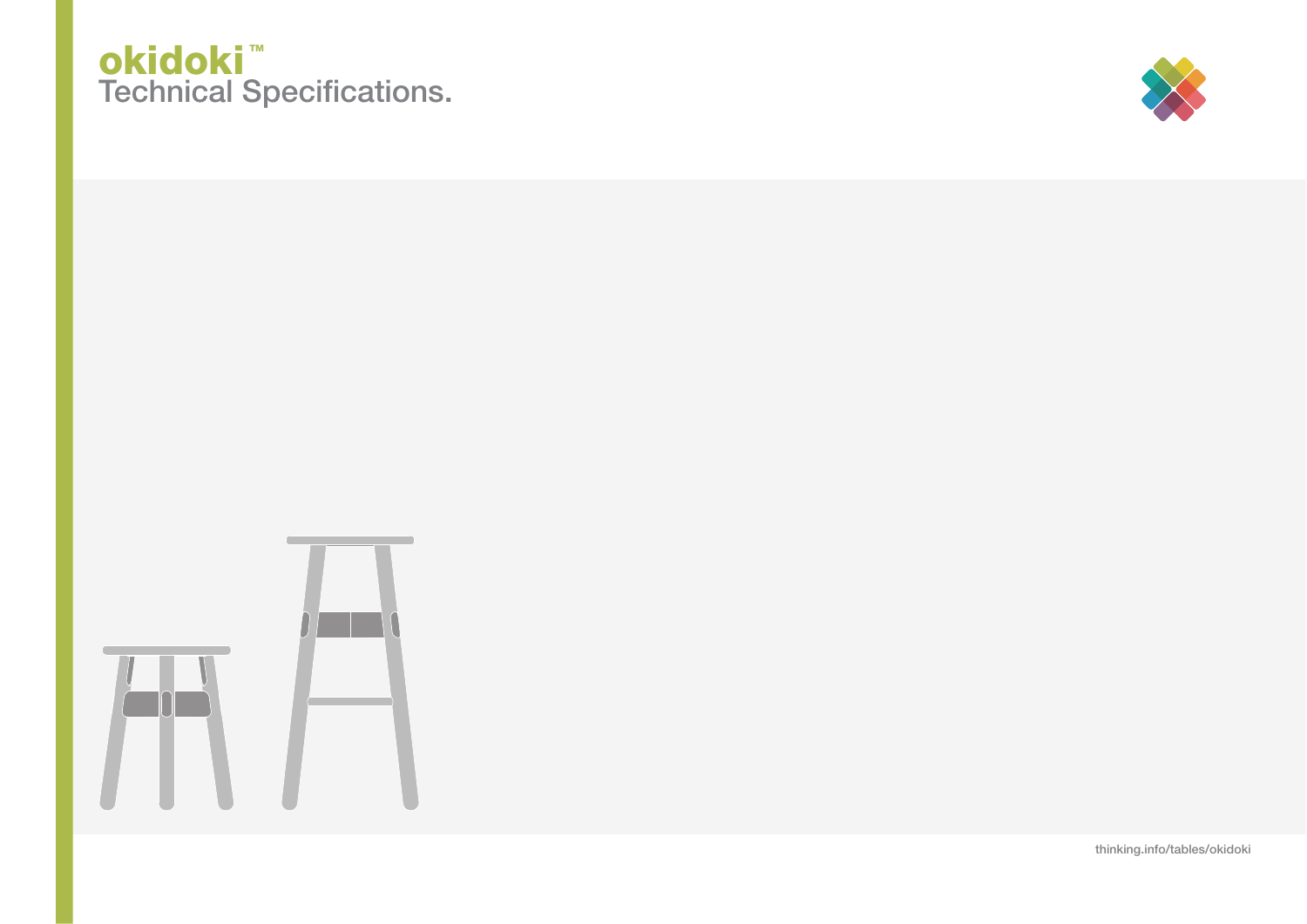# okidoki™

## Technical Specifications.

thinking.info/tables/okidoki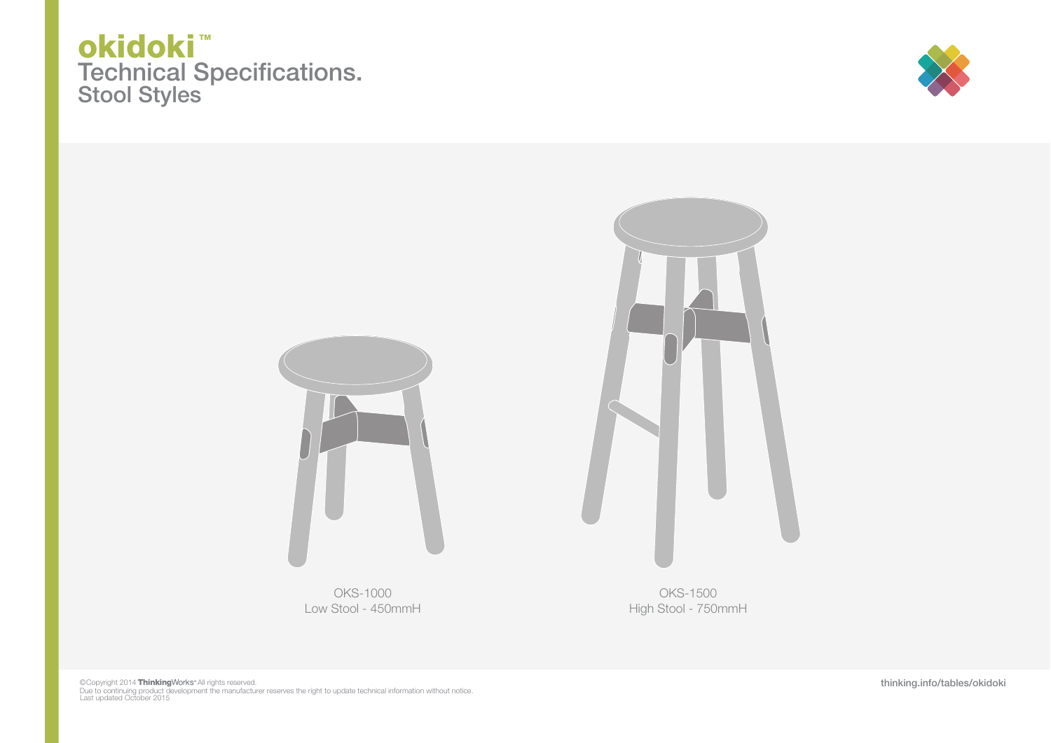# okidoki™

## Technical Specifications.

### Stool Styles

OKS-1000
Low Stool - 450mmH

OKS-1500
High Stool - 750mmH

©Copyright 2014 **Thinking**Works· All rights reserved.
Due to continuing product development the manufacturer reserves the right to update technical information without notice.
Last updated October 2015

**thinking.info/tables/okidoki**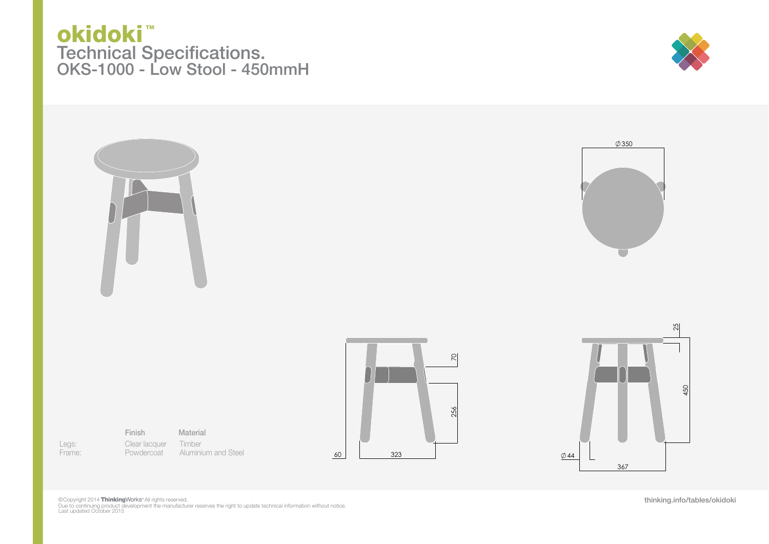# okidoki™

## Technical Specifications.

## OKS-1000 - Low Stool - 450mmH

Ø350

70

256

60

323

25

450

Ø44

367

| | Finish | Material |
|---|---|---|
| Legs: | Clear lacquer | Timber |
| Frame: | Powdercoat | Aluminium and Steel |

©Copyright 2014 **Thinking**Works· All rights reserved.
Due to continuing product development the manufacturer reserves the right to update technical information without notice.
Last updated October 2015

thinking.info/tables/okidoki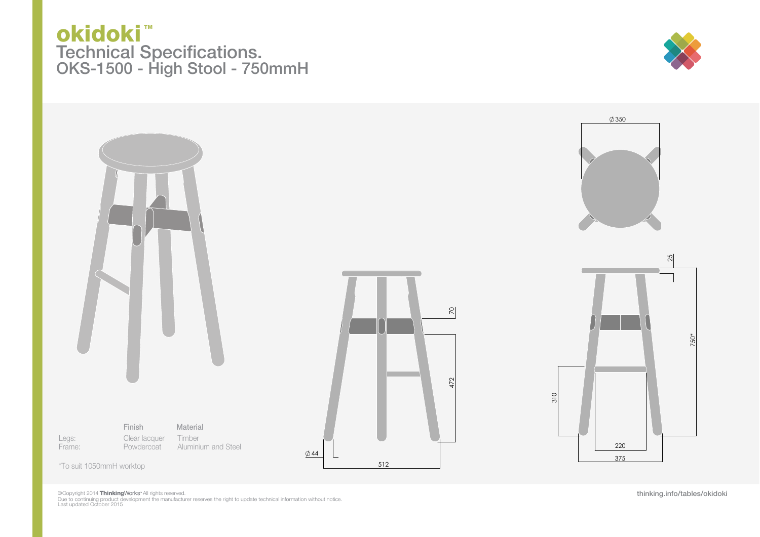# okidoki™

## Technical Specifications.
## OKS-1500 - High Stool - 750mmH

Ø350

25

70

472

750*

310

Ø44

512

220

375

| | Finish | Material |
|---|---|---|
| Legs: | Clear lacquer | Timber |
| Frame: | Powdercoat | Aluminium and Steel |

*To suit 1050mmH worktop

©Copyright 2014 **Thinking**Works™ All rights reserved.
Due to continuing product development the manufacturer reserves the right to update technical information without notice.
Last updated October 2015

thinking.info/tables/okidoki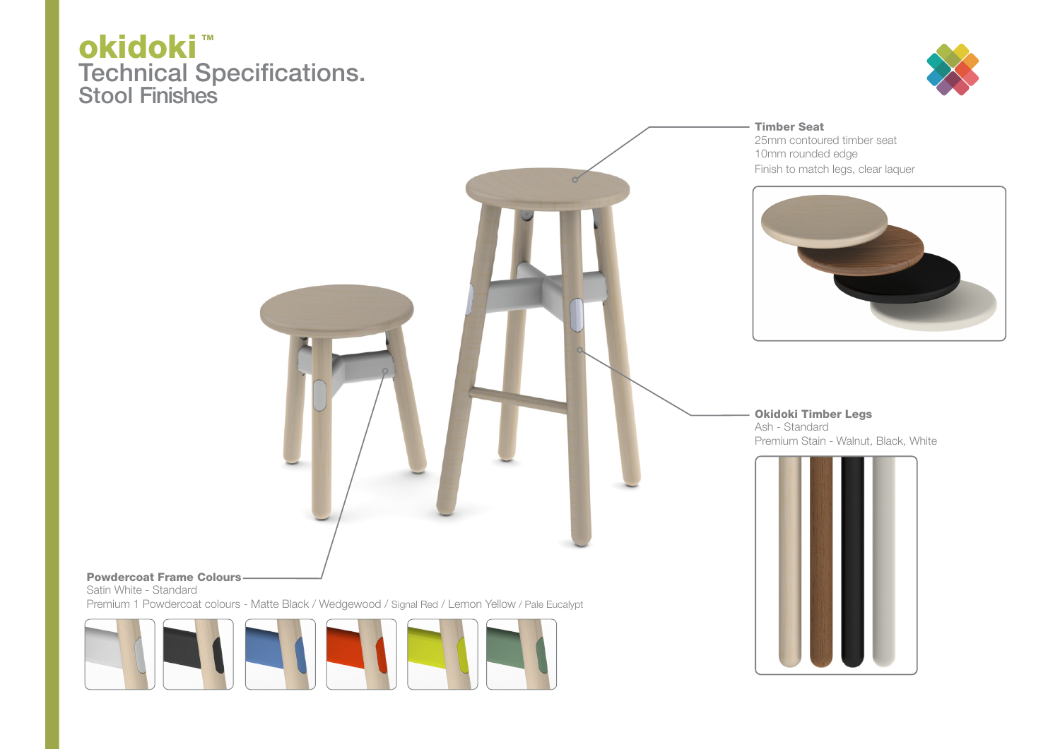# okidoki™

## Technical Specifications.

### Stool Finishes

**Timber Seat**
25mm contoured timber seat
10mm rounded edge
Finish to match legs, clear laquer

**Okidoki Timber Legs**
Ash - Standard
Premium Stain - Walnut, Black, White

**Powdercoat Frame Colours**
Satin White - Standard
Premium 1 Powdercoat colours - Matte Black / Wedgewood / Signal Red / Lemon Yellow / Pale Eucalypt